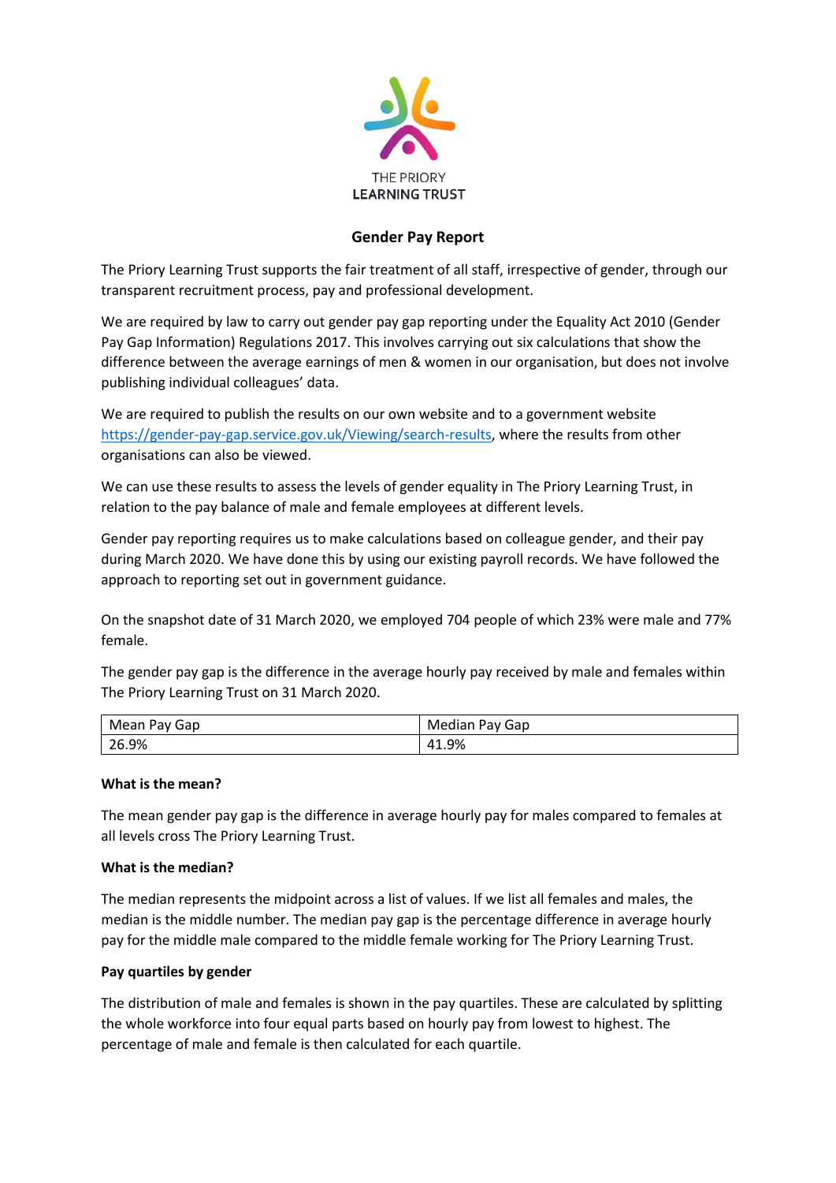THE PRIORY
LEARNING TRUST

# Gender Pay Report

The Priory Learning Trust supports the fair treatment of all staff, irrespective of gender, through our transparent recruitment process, pay and professional development.

We are required by law to carry out gender pay gap reporting under the Equality Act 2010 (Gender Pay Gap Information) Regulations 2017. This involves carrying out six calculations that show the difference between the average earnings of men & women in our organisation, but does not involve publishing individual colleagues' data.

We are required to publish the results on our own website and to a government website https://gender-pay-gap.service.gov.uk/Viewing/search-results, where the results from other organisations can also be viewed.

We can use these results to assess the levels of gender equality in The Priory Learning Trust, in relation to the pay balance of male and female employees at different levels.

Gender pay reporting requires us to make calculations based on colleague gender, and their pay during March 2020. We have done this by using our existing payroll records. We have followed the approach to reporting set out in government guidance.

On the snapshot date of 31 March 2020, we employed 704 people of which 23% were male and 77% female.

The gender pay gap is the difference in the average hourly pay received by male and females within The Priory Learning Trust on 31 March 2020.

| Mean Pay Gap | Median Pay Gap |
| --- | --- |
| 26.9% | 41.9% |

**What is the mean?**

The mean gender pay gap is the difference in average hourly pay for males compared to females at all levels cross The Priory Learning Trust.

**What is the median?**

The median represents the midpoint across a list of values. If we list all females and males, the median is the middle number. The median pay gap is the percentage difference in average hourly pay for the middle male compared to the middle female working for The Priory Learning Trust.

**Pay quartiles by gender**

The distribution of male and females is shown in the pay quartiles. These are calculated by splitting the whole workforce into four equal parts based on hourly pay from lowest to highest. The percentage of male and female is then calculated for each quartile.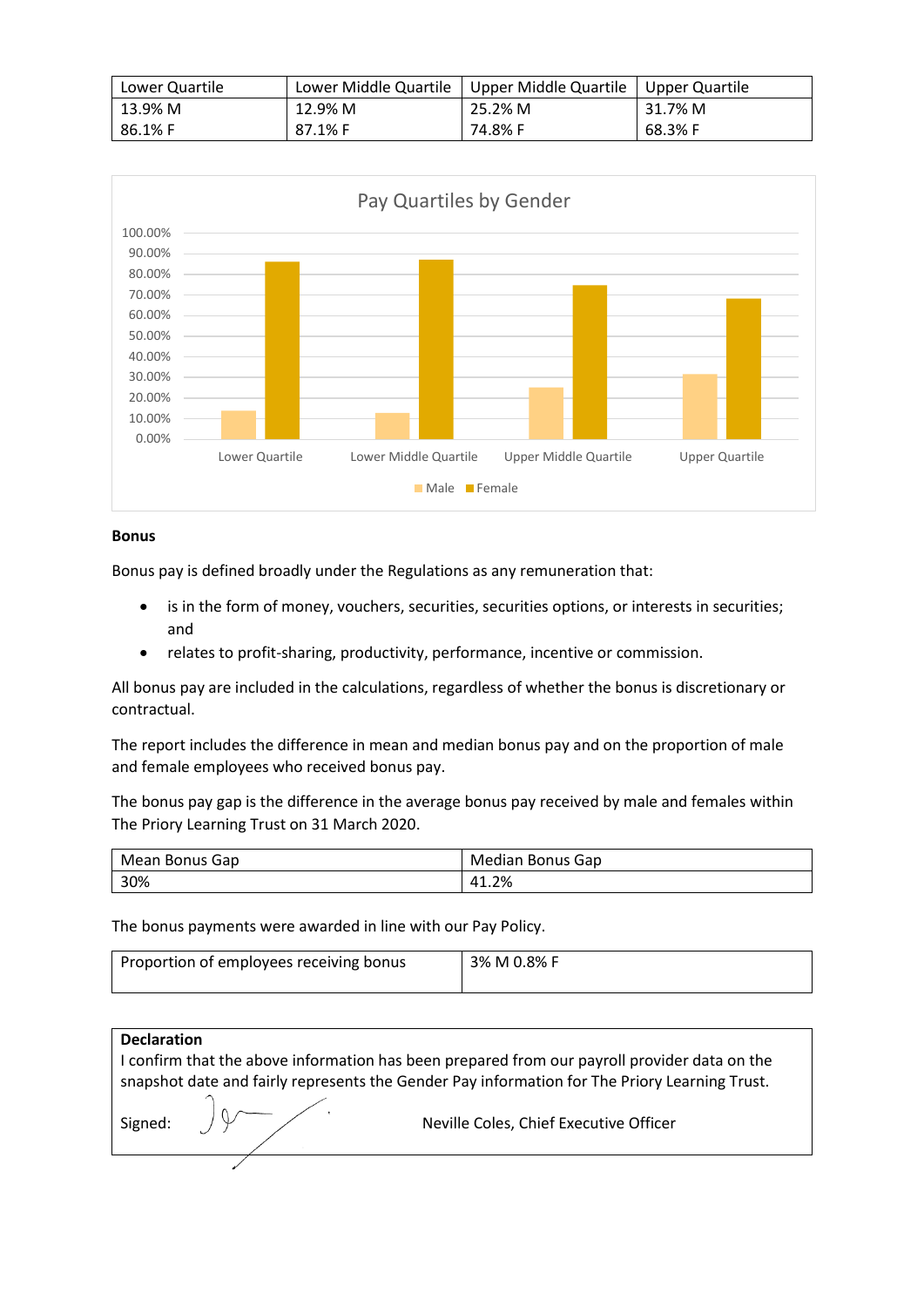| Lower Quartile | Lower Middle Quartile | Upper Middle Quartile | Upper Quartile |
|---|---|---|---|
| 13.9% M<br>86.1% F | 12.9% M<br>87.1% F | 25.2% M<br>74.8% F | 31.7% M<br>68.3% F |

Pay Quartiles by Gender

100.00%
90.00%
80.00%
70.00%
60.00%
50.00%
40.00%
30.00%
20.00%
10.00%
0.00%

Lower Quartile
Lower Middle Quartile
Upper Middle Quartile
Upper Quartile

Male
Female

**Bonus**

Bonus pay is defined broadly under the Regulations as any remuneration that:

- is in the form of money, vouchers, securities, securities options, or interests in securities; and
- relates to profit-sharing, productivity, performance, incentive or commission.

All bonus pay are included in the calculations, regardless of whether the bonus is discretionary or contractual.

The report includes the difference in mean and median bonus pay and on the proportion of male and female employees who received bonus pay.

The bonus pay gap is the difference in the average bonus pay received by male and females within The Priory Learning Trust on 31 March 2020.

| Mean Bonus Gap | Median Bonus Gap |
|---|---|
| 30% | 41.2% |

The bonus payments were awarded in line with our Pay Policy.

| | |
|---|---|
| Proportion of employees receiving bonus | 3% M 0.8% F |

**Declaration**

I confirm that the above information has been prepared from our payroll provider data on the snapshot date and fairly represents the Gender Pay information for The Priory Learning Trust.

Signed: Neville Coles, Chief Executive Officer